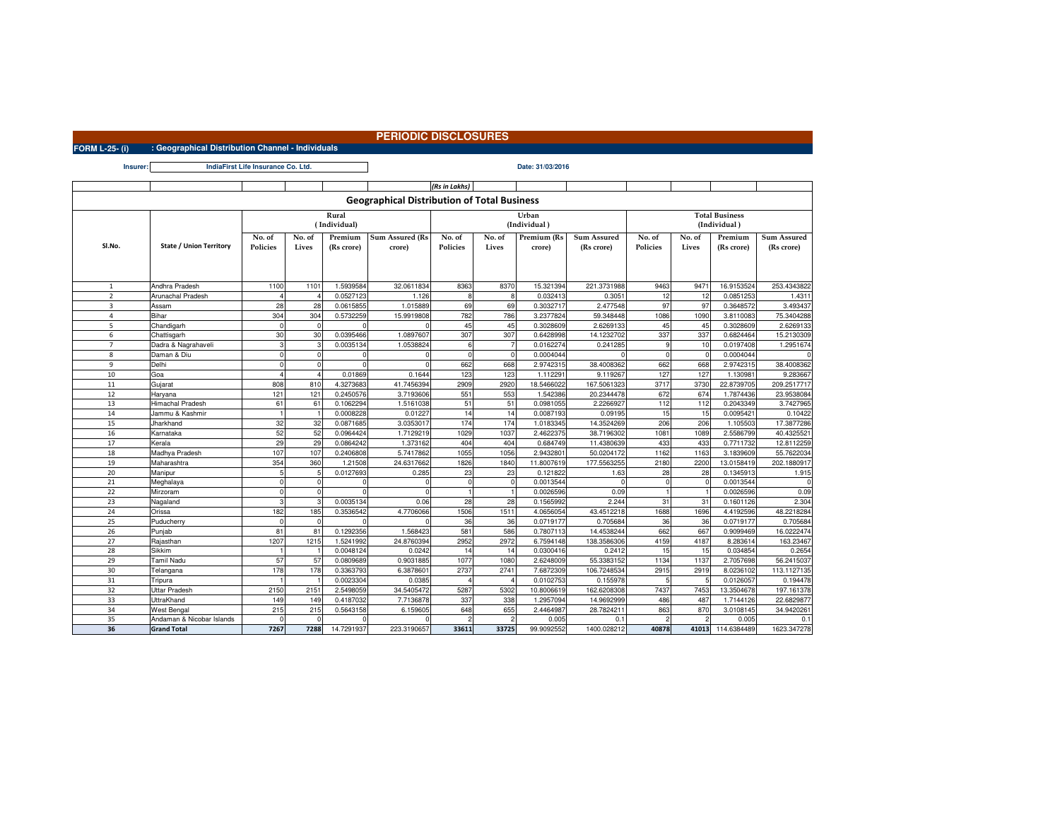# PERIODIC DISCLOSURES

**FORM L-25- (i) : Geographical Distribution Channel - Individuals**

**Insurer:** IndiaFirst Life Insurance Co. Ltd.

**Date: 31/03/2016**

(Rs in Lakhs)

## Geographical Distribution of Total Business

| Sl.No. | State / Union Territory | Rural (Individual) | | | | Urban (Individual) | | | | Total Business (Individual) | | | |
|---|---|---|---|---|---|---|---|---|---|---|---|---|---|
| | | No. of Policies | No. of Lives | Premium (Rs crore) | Sum Assured (Rs crore) | No. of Policies | No. of Lives | Premium (Rs crore) | Sum Assured (Rs crore) | No. of Policies | No. of Lives | Premium (Rs crore) | Sum Assured (Rs crore) |
| 1 | Andhra Pradesh | 1100 | 1101 | 1.5939584 | 32.0611834 | 8363 | 8370 | 15.321394 | 221.3731988 | 9463 | 9471 | 16.9153524 | 253.4343822 |
| 2 | Arunachal Pradesh | 4 | 4 | 0.0527123 | 1.126 | 8 | 8 | 0.032413 | 0.3051 | 12 | 12 | 0.0851253 | 1.4311 |
| 3 | Assam | 28 | 28 | 0.0615855 | 1.015889 | 69 | 69 | 0.3032717 | 2.477548 | 97 | 97 | 0.3648572 | 3.493437 |
| 4 | Bihar | 304 | 304 | 0.5732259 | 15.9919808 | 782 | 786 | 3.2377824 | 59.348448 | 1086 | 1090 | 3.8110083 | 75.3404288 |
| 5 | Chandigarh | 0 | 0 | 0 | 0 | 45 | 45 | 0.3028609 | 2.6269133 | 45 | 45 | 0.3028609 | 2.6269133 |
| 6 | Chattisgarh | 30 | 30 | 0.0395466 | 1.0897607 | 307 | 307 | 0.6428998 | 14.1232702 | 337 | 337 | 0.6824464 | 15.2130309 |
| 7 | Dadra & Nagrahaveli | 3 | 3 | 0.0035134 | 1.0538824 | 6 | 7 | 0.0162274 | 0.241285 | 9 | 10 | 0.0197408 | 1.2951674 |
| 8 | Daman & Diu | 0 | 0 | 0 | 0 | 0 | 0 | 0.0004044 | 0 | 0 | 0 | 0.0004044 | 0 |
| 9 | Delhi | 0 | 0 | 0 | 0 | 662 | 668 | 2.9742315 | 38.4008362 | 662 | 668 | 2.9742315 | 38.4008362 |
| 10 | Goa | 4 | 4 | 0.01869 | 0.1644 | 123 | 123 | 1.112291 | 9.119267 | 127 | 127 | 1.130981 | 9.283667 |
| 11 | Gujarat | 808 | 810 | 4.3273683 | 41.7456394 | 2909 | 2920 | 18.5466022 | 167.5061323 | 3717 | 3730 | 22.8739705 | 209.2517717 |
| 12 | Haryana | 121 | 121 | 0.2450576 | 3.7193606 | 551 | 553 | 1.542386 | 20.2344478 | 672 | 674 | 1.7874436 | 23.9538084 |
| 13 | Himachal Pradesh | 61 | 61 | 0.1062294 | 1.5161038 | 51 | 51 | 0.0981055 | 2.2266927 | 112 | 112 | 0.2043349 | 3.7427965 |
| 14 | Jammu & Kashmir | 1 | 1 | 0.0008228 | 0.01227 | 14 | 14 | 0.0087193 | 0.09195 | 15 | 15 | 0.0095421 | 0.10422 |
| 15 | Jharkhand | 32 | 32 | 0.0871685 | 3.0353017 | 174 | 174 | 1.0183345 | 14.3524269 | 206 | 206 | 1.105503 | 17.3877286 |
| 16 | Karnataka | 52 | 52 | 0.0964424 | 1.7129219 | 1029 | 1037 | 2.4622375 | 38.7196302 | 1081 | 1089 | 2.5586799 | 40.4325521 |
| 17 | Kerala | 29 | 29 | 0.0864242 | 1.373162 | 404 | 404 | 0.684749 | 11.4380639 | 433 | 433 | 0.7711732 | 12.8112259 |
| 18 | Madhya Pradesh | 107 | 107 | 0.2406808 | 5.7417862 | 1055 | 1056 | 2.9432801 | 50.0204172 | 1162 | 1163 | 3.1839609 | 55.7622034 |
| 19 | Maharashtra | 354 | 360 | 1.21508 | 24.6317662 | 1826 | 1840 | 11.8007619 | 177.5563255 | 2180 | 2200 | 13.0158419 | 202.1880917 |
| 20 | Manipur | 5 | 5 | 0.0127693 | 0.285 | 23 | 23 | 0.121822 | 1.63 | 28 | 28 | 0.1345913 | 1.915 |
| 21 | Meghalaya | 0 | 0 | 0 | 0 | 0 | 0 | 0.0013544 | 0 | 0 | 0 | 0.0013544 | 0 |
| 22 | Mirzoram | 0 | 0 | 0 | 0 | 1 | 1 | 0.0026596 | 0.09 | 1 | 1 | 0.0026596 | 0.09 |
| 23 | Nagaland | 3 | 3 | 0.0035134 | 0.06 | 28 | 28 | 0.1565992 | 2.244 | 31 | 31 | 0.1601126 | 2.304 |
| 24 | Orissa | 182 | 185 | 0.3536542 | 4.7706066 | 1506 | 1511 | 4.0656054 | 43.4512218 | 1688 | 1696 | 4.4192596 | 48.2218284 |
| 25 | Puducherry | 0 | 0 | 0 | 0 | 36 | 36 | 0.0719177 | 0.705684 | 36 | 36 | 0.0719177 | 0.705684 |
| 26 | Punjab | 81 | 81 | 0.1292356 | 1.568423 | 581 | 586 | 0.7807113 | 14.4538244 | 662 | 667 | 0.9099469 | 16.0222474 |
| 27 | Rajasthan | 1207 | 1215 | 1.5241992 | 24.8760394 | 2952 | 2972 | 6.7594148 | 138.3586306 | 4159 | 4187 | 8.283614 | 163.23467 |
| 28 | Sikkim | 1 | 1 | 0.0048124 | 0.0242 | 14 | 14 | 0.0300416 | 0.2412 | 15 | 15 | 0.034854 | 0.2654 |
| 29 | Tamil Nadu | 57 | 57 | 0.0809689 | 0.9031885 | 1077 | 1080 | 2.6248009 | 55.3383152 | 1134 | 1137 | 2.7057698 | 56.2415037 |
| 30 | Telangana | 178 | 178 | 0.3363793 | 6.3878601 | 2737 | 2741 | 7.6872309 | 106.7248534 | 2915 | 2919 | 8.0236102 | 113.1127135 |
| 31 | Tripura | 1 | 1 | 0.0023304 | 0.0385 | 4 | 4 | 0.0102753 | 0.155978 | 5 | 5 | 0.0126057 | 0.194478 |
| 32 | Uttar Pradesh | 2150 | 2151 | 2.5498059 | 34.5405472 | 5287 | 5302 | 10.8006619 | 162.6208308 | 7437 | 7453 | 13.3504678 | 197.161378 |
| 33 | UttraKhand | 149 | 149 | 0.4187032 | 7.7136878 | 337 | 338 | 1.2957094 | 14.9692999 | 486 | 487 | 1.7144126 | 22.6829877 |
| 34 | West Bengal | 215 | 215 | 0.5643158 | 6.159605 | 648 | 655 | 2.4464987 | 28.7824211 | 863 | 870 | 3.0108145 | 34.9420261 |
| 35 | Andaman & Nicobar Islands | 0 | 0 | 0 | 0 | 2 | 2 | 0.005 | 0.1 | 2 | 2 | 0.005 | 0.1 |
| 36 | **Grand Total** | **7267** | **7288** | 14.7291937 | 223.3190657 | **33611** | **33725** | 99.9092552 | 1400.028212 | **40878** | **41013** | 114.6384489 | 1623.347278 |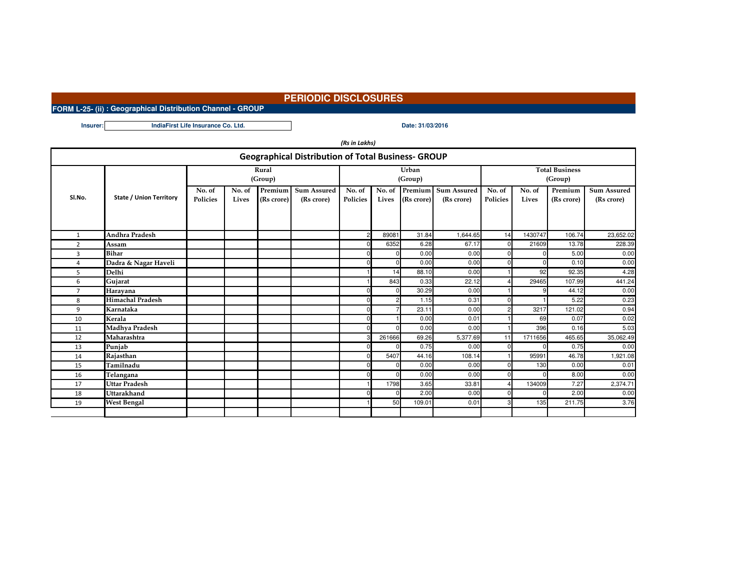# PERIODIC DISCLOSURES

## FORM L-25- (ii) : Geographical Distribution Channel - GROUP

**Insurer:** IndiaFirst Life Insurance Co. Ltd.

**Date: 31/03/2016**

*(Rs in Lakhs)*

### Geographical Distribution of Total Business- GROUP

| Sl.No. | State / Union Territory | Rural (Group) | | | | Urban (Group) | | | | Total Business (Group) | | | |
|---|---|---|---|---|---|---|---|---|---|---|---|---|---|
| | | No. of Policies | No. of Lives | Premium (Rs crore) | Sum Assured (Rs crore) | No. of Policies | No. of Lives | Premium (Rs crore) | Sum Assured (Rs crore) | No. of Policies | No. of Lives | Premium (Rs crore) | Sum Assured (Rs crore) |
| 1 | Andhra Pradesh | | | | | 2 | 89081 | 31.84 | 1,644.65 | 14 | 1430747 | 106.74 | 23,652.02 |
| 2 | Assam | | | | | 0 | 6352 | 6.28 | 67.17 | 0 | 21609 | 13.78 | 228.39 |
| 3 | Bihar | | | | | 0 | 0 | 0.00 | 0.00 | 0 | 0 | 5.00 | 0.00 |
| 4 | Dadra & Nagar Haveli | | | | | 0 | 0 | 0.00 | 0.00 | 0 | 0 | 0.10 | 0.00 |
| 5 | Delhi | | | | | 1 | 14 | 88.10 | 0.00 | 1 | 92 | 92.35 | 4.28 |
| 6 | Gujarat | | | | | 1 | 843 | 0.33 | 22.12 | 4 | 29465 | 107.99 | 441.24 |
| 7 | Harayana | | | | | 0 | 0 | 30.29 | 0.00 | 1 | 9 | 44.12 | 0.00 |
| 8 | Himachal Pradesh | | | | | 0 | 2 | 1.15 | 0.31 | 0 | 1 | 5.22 | 0.23 |
| 9 | Karnataka | | | | | 0 | 7 | 23.11 | 0.00 | 2 | 3217 | 121.02 | 0.94 |
| 10 | Kerala | | | | | 0 | 1 | 0.00 | 0.01 | 1 | 69 | 0.07 | 0.02 |
| 11 | Madhya Pradesh | | | | | 0 | 0 | 0.00 | 0.00 | 1 | 396 | 0.16 | 5.03 |
| 12 | Maharashtra | | | | | 3 | 261666 | 69.26 | 5,377.69 | 11 | 1711656 | 465.65 | 35,062.49 |
| 13 | Punjab | | | | | 0 | 0 | 0.75 | 0.00 | 0 | 0 | 0.75 | 0.00 |
| 14 | Rajasthan | | | | | 0 | 5407 | 44.16 | 108.14 | 1 | 95991 | 46.78 | 1,921.08 |
| 15 | Tamilnadu | | | | | 0 | 0 | 0.00 | 0.00 | 0 | 130 | 0.00 | 0.01 |
| 16 | Telangana | | | | | 0 | 0 | 0.00 | 0.00 | 0 | 0 | 8.00 | 0.00 |
| 17 | Uttar Pradesh | | | | | 1 | 1798 | 3.65 | 33.81 | 4 | 134009 | 7.27 | 2,374.71 |
| 18 | Uttarakhand | | | | | 0 | 0 | 2.00 | 0.00 | 0 | 0 | 2.00 | 0.00 |
| 19 | West Bengal | | | | | 1 | 50 | 109.01 | 0.01 | 3 | 135 | 211.75 | 3.76 |